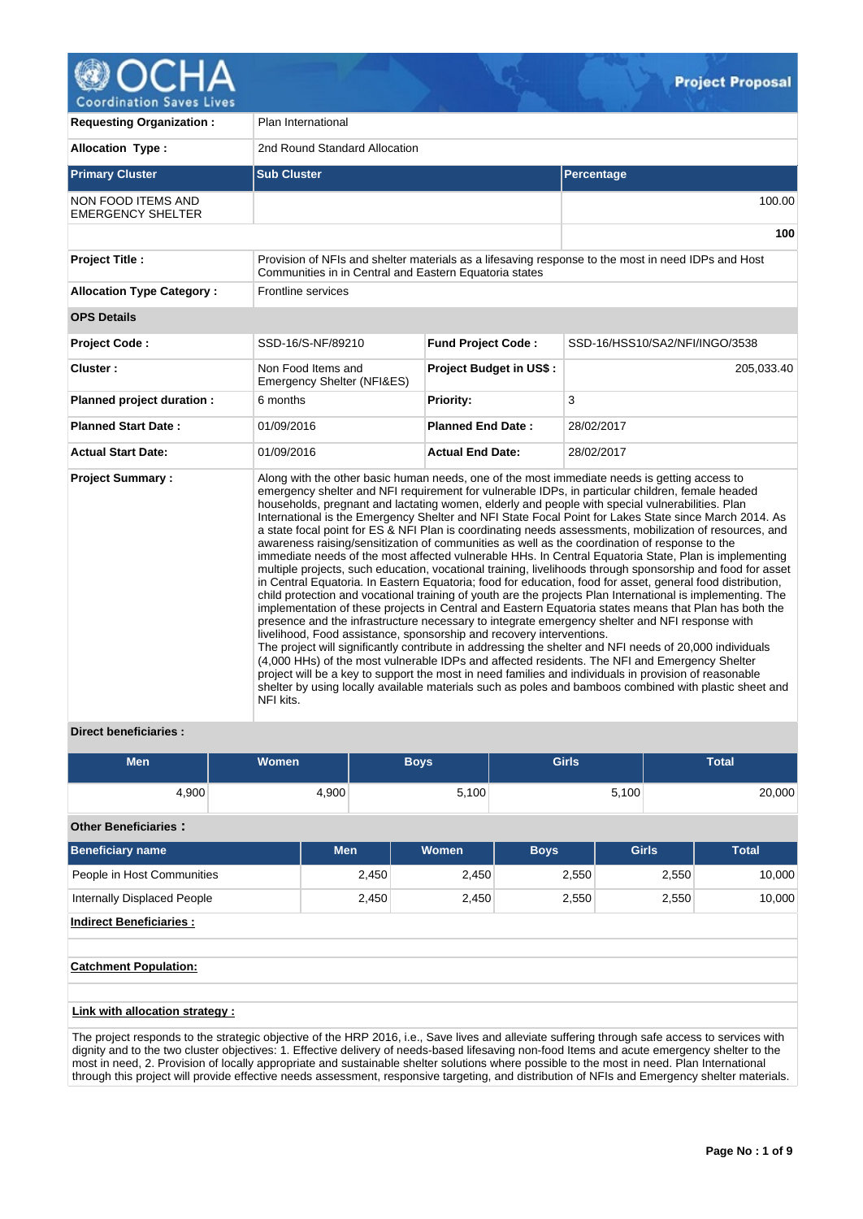# OCHA Project Proposal

| | |
|---|---|
| **Requesting Organization :** | Plan International |
| **Allocation Type :** | 2nd Round Standard Allocation |

| Primary Cluster | Sub Cluster | Percentage |
|---|---|---|
| NON FOOD ITEMS AND EMERGENCY SHELTER | | 100.00 |
| | | **100** |

| | |
|---|---|
| **Project Title :** | Provision of NFIs and shelter materials as a lifesaving response to the most in need IDPs and Host Communities in in Central and Eastern Equatoria states |
| **Allocation Type Category :** | Frontline services |

**OPS Details**

| | | | |
|---|---|---|---|
| **Project Code :** | SSD-16/S-NF/89210 | **Fund Project Code :** | SSD-16/HSS10/SA2/NFI/INGO/3538 |
| **Cluster :** | Non Food Items and Emergency Shelter (NFI&ES) | **Project Budget in US$ :** | 205,033.40 |
| **Planned project duration :** | 6 months | **Priority:** | 3 |
| **Planned Start Date :** | 01/09/2016 | **Planned End Date :** | 28/02/2017 |
| **Actual Start Date:** | 01/09/2016 | **Actual End Date:** | 28/02/2017 |

**Project Summary :**

Along with the other basic human needs, one of the most immediate needs is getting access to emergency shelter and NFI requirement for vulnerable IDPs, in particular children, female headed households, pregnant and lactating women, elderly and people with special vulnerabilities. Plan International is the Emergency Shelter and NFI State Focal Point for Lakes State since March 2014. As a state focal point for ES & NFI Plan is coordinating needs assessments, mobilization of resources, and awareness raising/sensitization of communities as well as the coordination of response to the immediate needs of the most affected vulnerable HHs. In Central Equatoria State, Plan is implementing multiple projects, such education, vocational training, livelihoods through sponsorship and food for asset in Central Equatoria. In Eastern Equatoria; food for education, food for asset, general food distribution, child protection and vocational training of youth are the projects Plan International is implementing. The implementation of these projects in Central and Eastern Equatoria states means that Plan has both the presence and the infrastructure necessary to integrate emergency shelter and NFI response with livelihood, Food assistance, sponsorship and recovery interventions.
The project will significantly contribute in addressing the shelter and NFI needs of 20,000 individuals (4,000 HHs) of the most vulnerable IDPs and affected residents. The NFI and Emergency Shelter project will be a key to support the most in need families and individuals in provision of reasonable shelter by using locally available materials such as poles and bamboos combined with plastic sheet and NFI kits.

**Direct beneficiaries :**

| Men | Women | Boys | Girls | Total |
|---|---|---|---|---|
| 4,900 | 4,900 | 5,100 | 5,100 | 20,000 |

**Other Beneficiaries :**

| Beneficiary name | Men | Women | Boys | Girls | Total |
|---|---|---|---|---|---|
| People in Host Communities | 2,450 | 2,450 | 2,550 | 2,550 | 10,000 |
| Internally Displaced People | 2,450 | 2,450 | 2,550 | 2,550 | 10,000 |

**Indirect Beneficiaries :**

**Catchment Population:**

**Link with allocation strategy :**

The project responds to the strategic objective of the HRP 2016, i.e., Save lives and alleviate suffering through safe access to services with dignity and to the two cluster objectives: 1. Effective delivery of needs-based lifesaving non-food Items and acute emergency shelter to the most in need, 2. Provision of locally appropriate and sustainable shelter solutions where possible to the most in need. Plan International through this project will provide effective needs assessment, responsive targeting, and distribution of NFIs and Emergency shelter materials.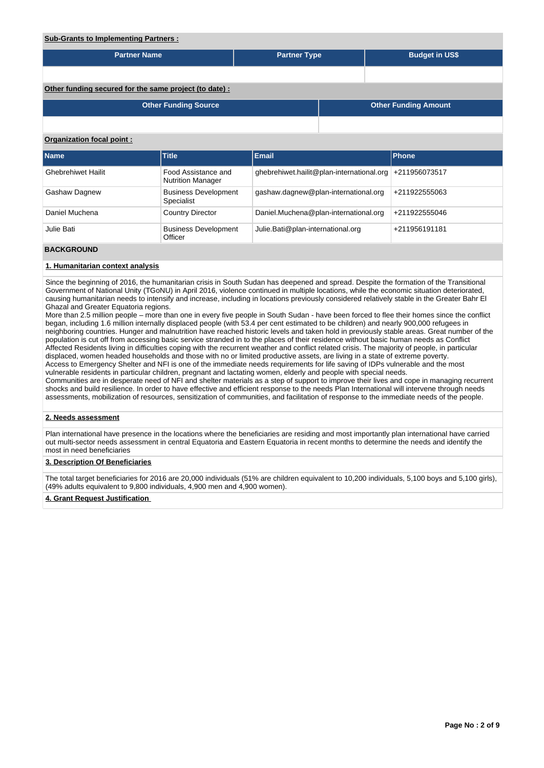**Sub-Grants to Implementing Partners :**

| Partner Name | Partner Type | Budget in US$ |
|---|---|---|
| | | |

**Other funding secured for the same project (to date) :**

| Other Funding Source | Other Funding Amount |
|---|---|
| | |

**Organization focal point :**

| Name | Title | Email | Phone |
|---|---|---|---|
| Ghebrehiwet Hailit | Food Assistance and Nutrition Manager | ghebrehiwet.hailit@plan-international.org | +211956073517 |
| Gashaw Dagnew | Business Development Specialist | gashaw.dagnew@plan-international.org | +211922555063 |
| Daniel Muchena | Country Director | Daniel.Muchena@plan-international.org | +211922555046 |
| Julie Bati | Business Development Officer | Julie.Bati@plan-international.org | +211956191181 |

## BACKGROUND

### 1. Humanitarian context analysis

Since the beginning of 2016, the humanitarian crisis in South Sudan has deepened and spread. Despite the formation of the Transitional Government of National Unity (TGoNU) in April 2016, violence continued in multiple locations, while the economic situation deteriorated, causing humanitarian needs to intensify and increase, including in locations previously considered relatively stable in the Greater Bahr El Ghazal and Greater Equatoria regions.
More than 2.5 million people – more than one in every five people in South Sudan - have been forced to flee their homes since the conflict began, including 1.6 million internally displaced people (with 53.4 per cent estimated to be children) and nearly 900,000 refugees in neighboring countries. Hunger and malnutrition have reached historic levels and taken hold in previously stable areas. Great number of the population is cut off from accessing basic service stranded in to the places of their residence without basic human needs as Conflict Affected Residents living in difficulties coping with the recurrent weather and conflict related crisis. The majority of people, in particular displaced, women headed households and those with no or limited productive assets, are living in a state of extreme poverty.
Access to Emergency Shelter and NFI is one of the immediate needs requirements for life saving of IDPs vulnerable and the most vulnerable residents in particular children, pregnant and lactating women, elderly and people with special needs.
Communities are in desperate need of NFI and shelter materials as a step of support to improve their lives and cope in managing recurrent shocks and build resilience. In order to have effective and efficient response to the needs Plan International will intervene through needs assessments, mobilization of resources, sensitization of communities, and facilitation of response to the immediate needs of the people.

### 2. Needs assessment

Plan international have presence in the locations where the beneficiaries are residing and most importantly plan international have carried out multi-sector needs assessment in central Equatoria and Eastern Equatoria in recent months to determine the needs and identify the most in need beneficiaries

### 3. Description Of Beneficiaries

The total target beneficiaries for 2016 are 20,000 individuals (51% are children equivalent to 10,200 individuals, 5,100 boys and 5,100 girls), (49% adults equivalent to 9,800 individuals, 4,900 men and 4,900 women).

### 4. Grant Request Justification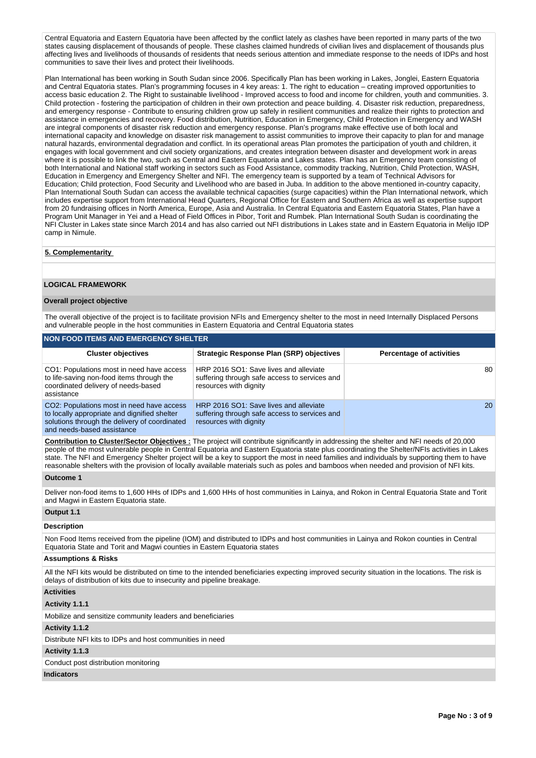Central Equatoria and Eastern Equatoria have been affected by the conflict lately as clashes have been reported in many parts of the two states causing displacement of thousands of people. These clashes claimed hundreds of civilian lives and displacement of thousands plus affecting lives and livelihoods of thousands of residents that needs serious attention and immediate response to the needs of IDPs and host communities to save their lives and protect their livelihoods.

Plan International has been working in South Sudan since 2006. Specifically Plan has been working in Lakes, Jonglei, Eastern Equatoria and Central Equatoria states. Plan's programming focuses in 4 key areas: 1. The right to education – creating improved opportunities to access basic education 2. The Right to sustainable livelihood - Improved access to food and income for children, youth and communities. 3. Child protection - fostering the participation of children in their own protection and peace building. 4. Disaster risk reduction, preparedness, and emergency response - Contribute to ensuring children grow up safely in resilient communities and realize their rights to protection and assistance in emergencies and recovery. Food distribution, Nutrition, Education in Emergency, Child Protection in Emergency and WASH are integral components of disaster risk reduction and emergency response. Plan's programs make effective use of both local and international capacity and knowledge on disaster risk management to assist communities to improve their capacity to plan for and manage natural hazards, environmental degradation and conflict. In its operational areas Plan promotes the participation of youth and children, it engages with local government and civil society organizations, and creates integration between disaster and development work in areas where it is possible to link the two, such as Central and Eastern Equatoria and Lakes states. Plan has an Emergency team consisting of both International and National staff working in sectors such as Food Assistance, commodity tracking, Nutrition, Child Protection, WASH, Education in Emergency and Emergency Shelter and NFI. The emergency team is supported by a team of Technical Advisors for Education; Child protection, Food Security and Livelihood who are based in Juba. In addition to the above mentioned in-country capacity, Plan International South Sudan can access the available technical capacities (surge capacities) within the Plan International network, which includes expertise support from International Head Quarters, Regional Office for Eastern and Southern Africa as well as expertise support from 20 fundraising offices in North America, Europe, Asia and Australia. In Central Equatoria and Eastern Equatoria States, Plan have a Program Unit Manager in Yei and a Head of Field Offices in Pibor, Torit and Rumbek. Plan International South Sudan is coordinating the NFI Cluster in Lakes state since March 2014 and has also carried out NFI distributions in Lakes state and in Eastern Equatoria in Melijo IDP camp in Nimule.

**5. Complementarity**

## LOGICAL FRAMEWORK

**Overall project objective**

The overall objective of the project is to facilitate provision NFIs and Emergency shelter to the most in need Internally Displaced Persons and vulnerable people in the host communities in Eastern Equatoria and Central Equatoria states

**NON FOOD ITEMS AND EMERGENCY SHELTER**

| Cluster objectives | Strategic Response Plan (SRP) objectives | Percentage of activities |
|---|---|---|
| CO1: Populations most in need have access to life-saving non-food items through the coordinated delivery of needs-based assistance | HRP 2016 SO1: Save lives and alleviate suffering through safe access to services and resources with dignity | 80 |
| CO2: Populations most in need have access to locally appropriate and dignified shelter solutions through the delivery of coordinated and needs-based assistance | HRP 2016 SO1: Save lives and alleviate suffering through safe access to services and resources with dignity | 20 |

**Contribution to Cluster/Sector Objectives :** The project will contribute significantly in addressing the shelter and NFI needs of 20,000 people of the most vulnerable people in Central Equatoria and Eastern Equatoria state plus coordinating the Shelter/NFIs activities in Lakes state. The NFI and Emergency Shelter project will be a key to support the most in need families and individuals by supporting them to have reasonable shelters with the provision of locally available materials such as poles and bamboos when needed and provision of NFI kits.

**Outcome 1**

Deliver non-food items to 1,600 HHs of IDPs and 1,600 HHs of host communities in Lainya, and Rokon in Central Equatoria State and Torit and Magwi in Eastern Equatoria state.

**Output 1.1**

**Description**

Non Food Items received from the pipeline (IOM) and distributed to IDPs and host communities in Lainya and Rokon counties in Central Equatoria State and Torit and Magwi counties in Eastern Equatoria states

**Assumptions & Risks**

All the NFI kits would be distributed on time to the intended beneficiaries expecting improved security situation in the locations. The risk is delays of distribution of kits due to insecurity and pipeline breakage.

**Activities**

**Activity 1.1.1**

Mobilize and sensitize community leaders and beneficiaries

**Activity 1.1.2**

Distribute NFI kits to IDPs and host communities in need

**Activity 1.1.3**

Conduct post distribution monitoring

**Indicators**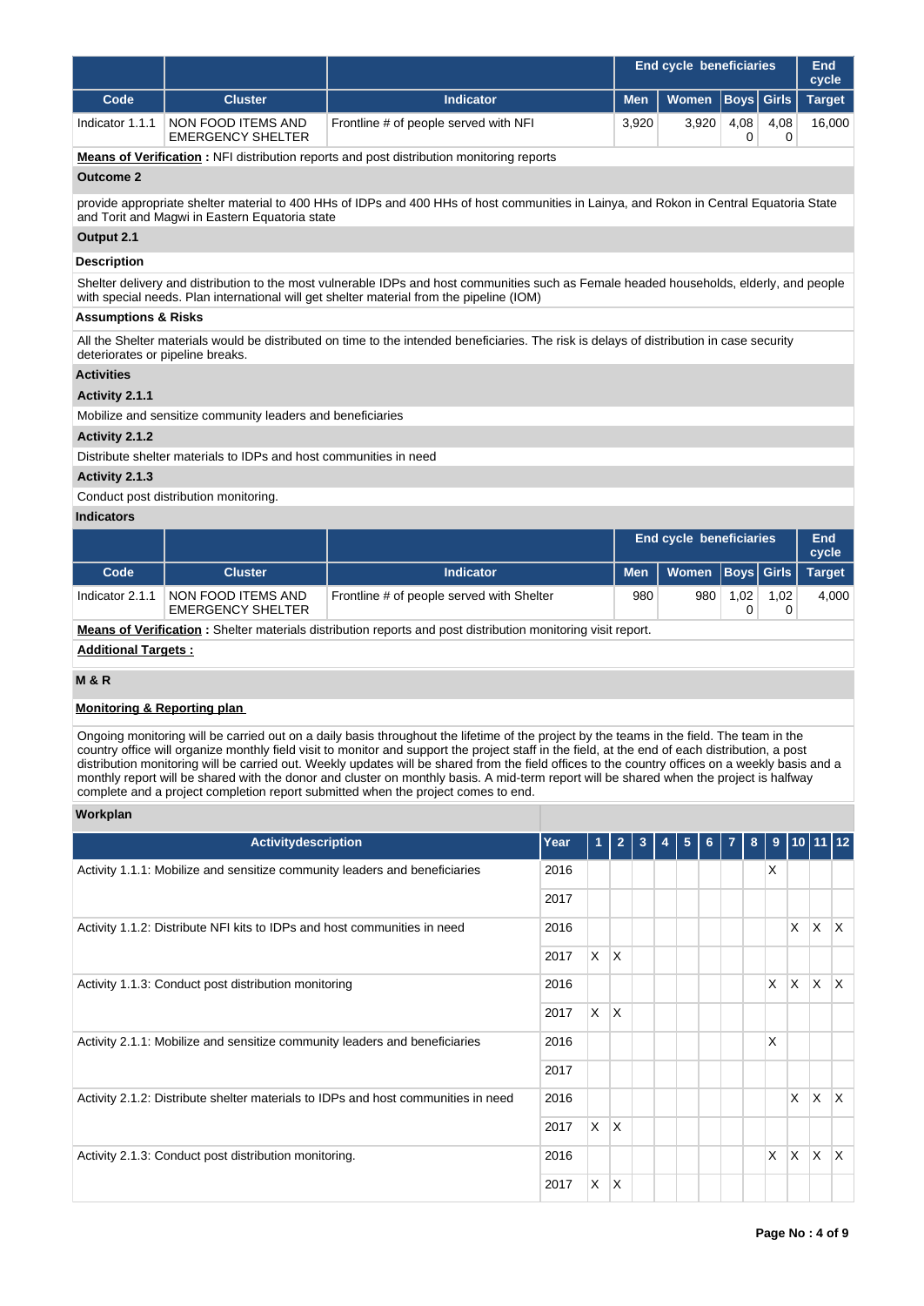| | | | End cycle beneficiaries | | | | End cycle |
|---|---|---|---|---|---|---|---|
| Code | Cluster | Indicator | Men | Women | Boys | Girls | Target |
| Indicator 1.1.1 | NON FOOD ITEMS AND EMERGENCY SHELTER | Frontline # of people served with NFI | 3,920 | 3,920 | 4,080 | 4,080 | 16,000 |

**Means of Verification :** NFI distribution reports and post distribution monitoring reports

**Outcome 2**

provide appropriate shelter material to 400 HHs of IDPs and 400 HHs of host communities in Lainya, and Rokon in Central Equatoria State and Torit and Magwi in Eastern Equatoria state

**Output 2.1**

**Description**

Shelter delivery and distribution to the most vulnerable IDPs and host communities such as Female headed households, elderly, and people with special needs. Plan international will get shelter material from the pipeline (IOM)

**Assumptions & Risks**

All the Shelter materials would be distributed on time to the intended beneficiaries. The risk is delays of distribution in case security deteriorates or pipeline breaks.

**Activities**

**Activity 2.1.1**

Mobilize and sensitize community leaders and beneficiaries

**Activity 2.1.2**

Distribute shelter materials to IDPs and host communities in need

**Activity 2.1.3**

Conduct post distribution monitoring.

**Indicators**

| | | | End cycle beneficiaries | | | | End cycle |
|---|---|---|---|---|---|---|---|
| Code | Cluster | Indicator | Men | Women | Boys | Girls | Target |
| Indicator 2.1.1 | NON FOOD ITEMS AND EMERGENCY SHELTER | Frontline # of people served with Shelter | 980 | 980 | 1,020 | 1,020 | 4,000 |

**Means of Verification :** Shelter materials distribution reports and post distribution monitoring visit report.

**Additional Targets :**

**M & R**

**Monitoring & Reporting plan**

Ongoing monitoring will be carried out on a daily basis throughout the lifetime of the project by the teams in the field. The team in the country office will organize monthly field visit to monitor and support the project staff in the field, at the end of each distribution, a post distribution monitoring will be carried out. Weekly updates will be shared from the field offices to the country offices on a weekly basis and a monthly report will be shared with the donor and cluster on monthly basis. A mid-term report will be shared when the project is halfway complete and a project completion report submitted when the project comes to end.

**Workplan**

| Activitydescription | Year | 1 | 2 | 3 | 4 | 5 | 6 | 7 | 8 | 9 | 10 | 11 | 12 |
|---|---|---|---|---|---|---|---|---|---|---|---|---|---|
| Activity 1.1.1: Mobilize and sensitize community leaders and beneficiaries | 2016 | | | | | | | | | X | | | |
| | 2017 | | | | | | | | | | | | |
| Activity 1.1.2: Distribute NFI kits to IDPs and host communities in need | 2016 | | | | | | | | | | X | X | X |
| | 2017 | X | X | | | | | | | | | | |
| Activity 1.1.3: Conduct post distribution monitoring | 2016 | | | | | | | | | X | X | X | X |
| | 2017 | X | X | | | | | | | | | | |
| Activity 2.1.1: Mobilize and sensitize community leaders and beneficiaries | 2016 | | | | | | | | | X | | | |
| | 2017 | | | | | | | | | | | | |
| Activity 2.1.2: Distribute shelter materials to IDPs and host communities in need | 2016 | | | | | | | | | | X | X | X |
| | 2017 | X | X | | | | | | | | | | |
| Activity 2.1.3: Conduct post distribution monitoring. | 2016 | | | | | | | | | X | X | X | X |
| | 2017 | X | X | | | | | | | | | | |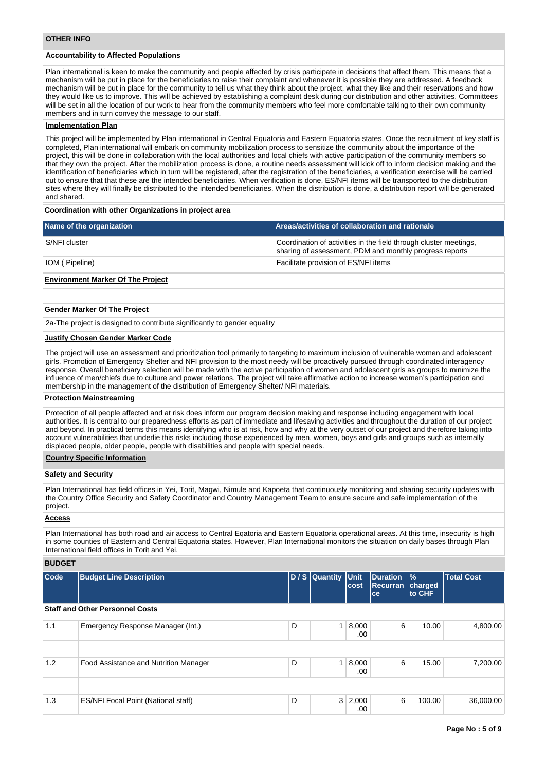## OTHER INFO

### Accountability to Affected Populations

Plan international is keen to make the community and people affected by crisis participate in decisions that affect them. This means that a mechanism will be put in place for the beneficiaries to raise their complaint and whenever it is possible they are addressed. A feedback mechanism will be put in place for the community to tell us what they think about the project, what they like and their reservations and how they would like us to improve. This will be achieved by establishing a complaint desk during our distribution and other activities. Committees will be set in all the location of our work to hear from the community members who feel more comfortable talking to their own community members and in turn convey the message to our staff.

### Implementation Plan

This project will be implemented by Plan international in Central Equatoria and Eastern Equatoria states. Once the recruitment of key staff is completed, Plan international will embark on community mobilization process to sensitize the community about the importance of the project, this will be done in collaboration with the local authorities and local chiefs with active participation of the community members so that they own the project. After the mobilization process is done, a routine needs assessment will kick off to inform decision making and the identification of beneficiaries which in turn will be registered, after the registration of the beneficiaries, a verification exercise will be carried out to ensure that that these are the intended beneficiaries. When verification is done, ES/NFI items will be transported to the distribution sites where they will finally be distributed to the intended beneficiaries. When the distribution is done, a distribution report will be generated and shared.

### Coordination with other Organizations in project area

| Name of the organization | Areas/activities of collaboration and rationale |
|---|---|
| S/NFI cluster | Coordination of activities in the field through cluster meetings, sharing of assessment, PDM and monthly progress reports |
| IOM ( Pipeline) | Facilitate provision of ES/NFI items |

### Environment Marker Of The Project

### Gender Marker Of The Project

2a-The project is designed to contribute significantly to gender equality

### Justify Chosen Gender Marker Code

The project will use an assessment and prioritization tool primarily to targeting to maximum inclusion of vulnerable women and adolescent girls. Promotion of Emergency Shelter and NFI provision to the most needy will be proactively pursued through coordinated interagency response. Overall beneficiary selection will be made with the active participation of women and adolescent girls as groups to minimize the influence of men/chiefs due to culture and power relations. The project will take affirmative action to increase women's participation and membership in the management of the distribution of Emergency Shelter/ NFI materials.

### Protection Mainstreaming

Protection of all people affected and at risk does inform our program decision making and response including engagement with local authorities. It is central to our preparedness efforts as part of immediate and lifesaving activities and throughout the duration of our project and beyond. In practical terms this means identifying who is at risk, how and why at the very outset of our project and therefore taking into account vulnerabilities that underlie this risks including those experienced by men, women, boys and girls and groups such as internally displaced people, older people, people with disabilities and people with special needs.

### Country Specific Information

### Safety and Security

Plan International has field offices in Yei, Torit, Magwi, Nimule and Kapoeta that continuously monitoring and sharing security updates with the Country Office Security and Safety Coordinator and Country Management Team to ensure secure and safe implementation of the project.

### Access

Plan International has both road and air access to Central Eqatoria and Eastern Equatoria operational areas. At this time, insecurity is high in some counties of Eastern and Central Equatoria states. However, Plan International monitors the situation on daily bases through Plan International field offices in Torit and Yei.

## BUDGET

| Code | Budget Line Description | D / S | Quantity | Unit cost | Duration Recurrance | % charged to CHF | Total Cost |
|---|---|---|---|---|---|---|---|
| **Staff and Other Personnel Costs** | | | | | | | |
| 1.1 | Emergency Response Manager (Int.) | D | 1 | 8,000.00 | 6 | 10.00 | 4,800.00 |
| | | | | | | | |
| 1.2 | Food Assistance and Nutrition Manager | D | 1 | 8,000.00 | 6 | 15.00 | 7,200.00 |
| | | | | | | | |
| 1.3 | ES/NFI Focal Point (National staff) | D | 3 | 2,000.00 | 6 | 100.00 | 36,000.00 |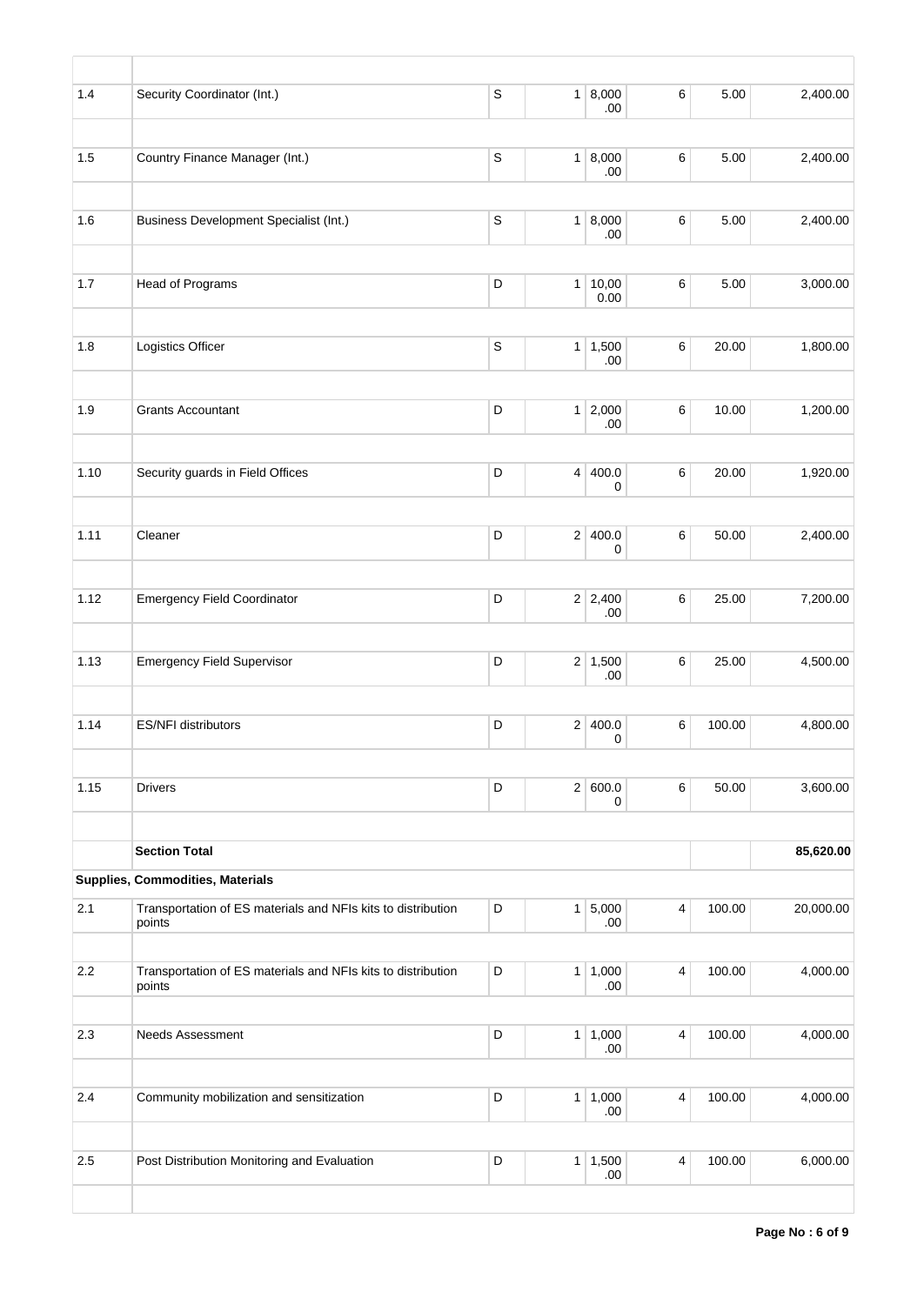| | | | | | | | |
|---|---|---|---|---|---|---|---|
| 1.4 | Security Coordinator (Int.) | S | 1 | 8,000.00 | 6 | 5.00 | 2,400.00 |
| | | | | | | | |
| 1.5 | Country Finance Manager (Int.) | S | 1 | 8,000.00 | 6 | 5.00 | 2,400.00 |
| | | | | | | | |
| 1.6 | Business Development Specialist (Int.) | S | 1 | 8,000.00 | 6 | 5.00 | 2,400.00 |
| | | | | | | | |
| 1.7 | Head of Programs | D | 1 | 10,000.00 | 6 | 5.00 | 3,000.00 |
| | | | | | | | |
| 1.8 | Logistics Officer | S | 1 | 1,500.00 | 6 | 20.00 | 1,800.00 |
| | | | | | | | |
| 1.9 | Grants Accountant | D | 1 | 2,000.00 | 6 | 10.00 | 1,200.00 |
| | | | | | | | |
| 1.10 | Security guards in Field Offices | D | 4 | 400.00 | 6 | 20.00 | 1,920.00 |
| | | | | | | | |
| 1.11 | Cleaner | D | 2 | 400.00 | 6 | 50.00 | 2,400.00 |
| | | | | | | | |
| 1.12 | Emergency Field Coordinator | D | 2 | 2,400.00 | 6 | 25.00 | 7,200.00 |
| | | | | | | | |
| 1.13 | Emergency Field Supervisor | D | 2 | 1,500.00 | 6 | 25.00 | 4,500.00 |
| | | | | | | | |
| 1.14 | ES/NFI distributors | D | 2 | 400.00 | 6 | 100.00 | 4,800.00 |
| | | | | | | | |
| 1.15 | Drivers | D | 2 | 600.00 | 6 | 50.00 | 3,600.00 |
| | | | | | | | |
| | **Section Total** | | | | | | **85,620.00** |
| **Supplies, Commodities, Materials** | | | | | | | |
| 2.1 | Transportation of ES materials and NFIs kits to distribution points | D | 1 | 5,000.00 | 4 | 100.00 | 20,000.00 |
| | | | | | | | |
| 2.2 | Transportation of ES materials and NFIs kits to distribution points | D | 1 | 1,000.00 | 4 | 100.00 | 4,000.00 |
| | | | | | | | |
| 2.3 | Needs Assessment | D | 1 | 1,000.00 | 4 | 100.00 | 4,000.00 |
| | | | | | | | |
| 2.4 | Community mobilization and sensitization | D | 1 | 1,000.00 | 4 | 100.00 | 4,000.00 |
| | | | | | | | |
| 2.5 | Post Distribution Monitoring and Evaluation | D | 1 | 1,500.00 | 4 | 100.00 | 6,000.00 |
| | | | | | | | |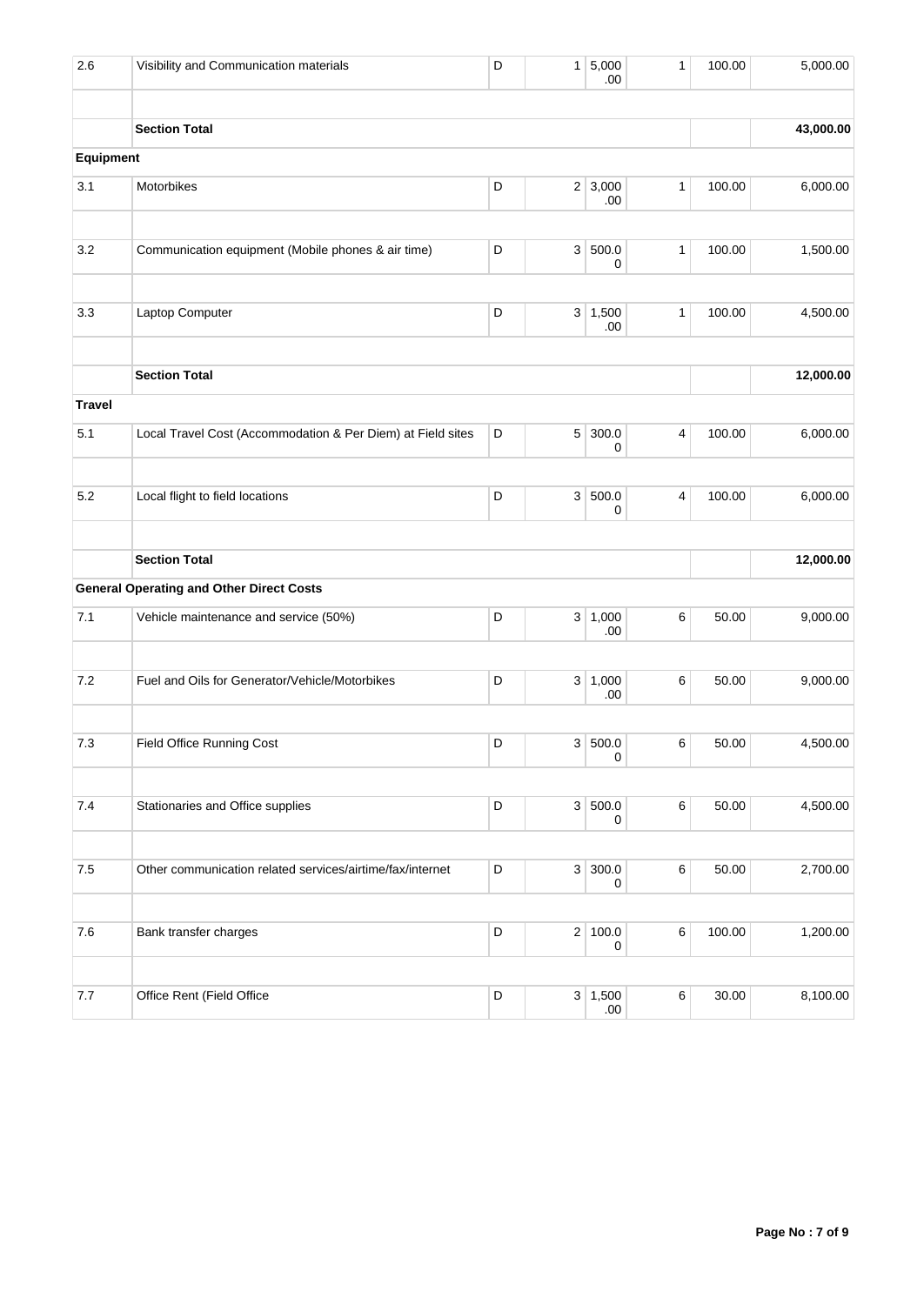| | | | | | | | |
|---|---|---|---|---|---|---|---|
| 2.6 | Visibility and Communication materials | D | 1 | 5,000.00 | 1 | 100.00 | 5,000.00 |
| | | | | | | | |
| | **Section Total** | | | | | | **43,000.00** |
| **Equipment** | | | | | | | |
| 3.1 | Motorbikes | D | 2 | 3,000.00 | 1 | 100.00 | 6,000.00 |
| | | | | | | | |
| 3.2 | Communication equipment (Mobile phones & air time) | D | 3 | 500.00 | 1 | 100.00 | 1,500.00 |
| | | | | | | | |
| 3.3 | Laptop Computer | D | 3 | 1,500.00 | 1 | 100.00 | 4,500.00 |
| | | | | | | | |
| | **Section Total** | | | | | | **12,000.00** |
| **Travel** | | | | | | | |
| 5.1 | Local Travel Cost (Accommodation & Per Diem) at Field sites | D | 5 | 300.00 | 4 | 100.00 | 6,000.00 |
| | | | | | | | |
| 5.2 | Local flight to field locations | D | 3 | 500.00 | 4 | 100.00 | 6,000.00 |
| | | | | | | | |
| | **Section Total** | | | | | | **12,000.00** |
| **General Operating and Other Direct Costs** | | | | | | | |
| 7.1 | Vehicle maintenance and service (50%) | D | 3 | 1,000.00 | 6 | 50.00 | 9,000.00 |
| | | | | | | | |
| 7.2 | Fuel and Oils for Generator/Vehicle/Motorbikes | D | 3 | 1,000.00 | 6 | 50.00 | 9,000.00 |
| | | | | | | | |
| 7.3 | Field Office Running Cost | D | 3 | 500.00 | 6 | 50.00 | 4,500.00 |
| | | | | | | | |
| 7.4 | Stationaries and Office supplies | D | 3 | 500.00 | 6 | 50.00 | 4,500.00 |
| | | | | | | | |
| 7.5 | Other communication related services/airtime/fax/internet | D | 3 | 300.00 | 6 | 50.00 | 2,700.00 |
| | | | | | | | |
| 7.6 | Bank transfer charges | D | 2 | 100.00 | 6 | 100.00 | 1,200.00 |
| | | | | | | | |
| 7.7 | Office Rent (Field Office | D | 3 | 1,500.00 | 6 | 30.00 | 8,100.00 |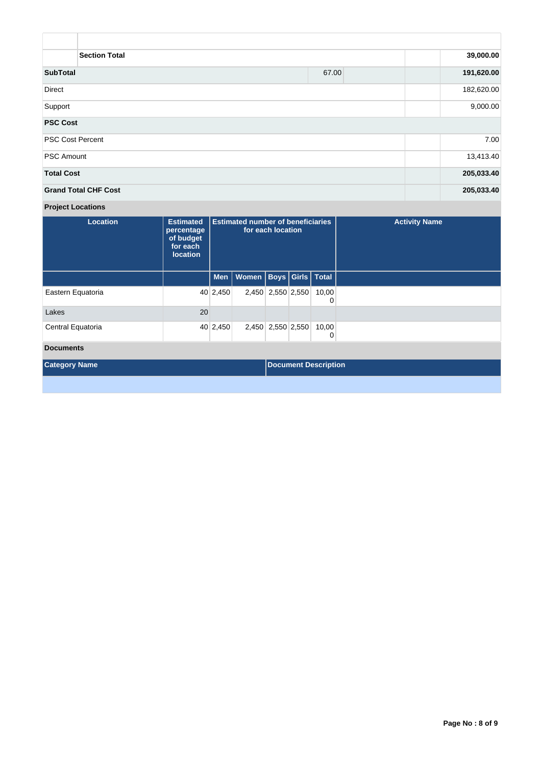| | | | | |
|---|---|---|---|---|
| | **Section Total** | | | **39,000.00** |
| **SubTotal** | | 67.00 | | **191,620.00** |
| Direct | | | | 182,620.00 |
| Support | | | | 9,000.00 |
| **PSC Cost** | | | | |
| PSC Cost Percent | | | | 7.00 |
| PSC Amount | | | | 13,413.40 |
| **Total Cost** | | | | **205,033.40** |
| **Grand Total CHF Cost** | | | | **205,033.40** |

**Project Locations**

| Location | Estimated percentage of budget for each location | Estimated number of beneficiaries for each location | | | | | Activity Name |
|---|---|---|---|---|---|---|---|
| | | Men | Women | Boys | Girls | Total | |
| Eastern Equatoria | 40 | 2,450 | 2,450 | 2,550 | 2,550 | 10,000 | |
| Lakes | 20 | | | | | | |
| Central Equatoria | 40 | 2,450 | 2,450 | 2,550 | 2,550 | 10,000 | |

**Documents**

| Category Name | Document Description |
|---|---|
| | |